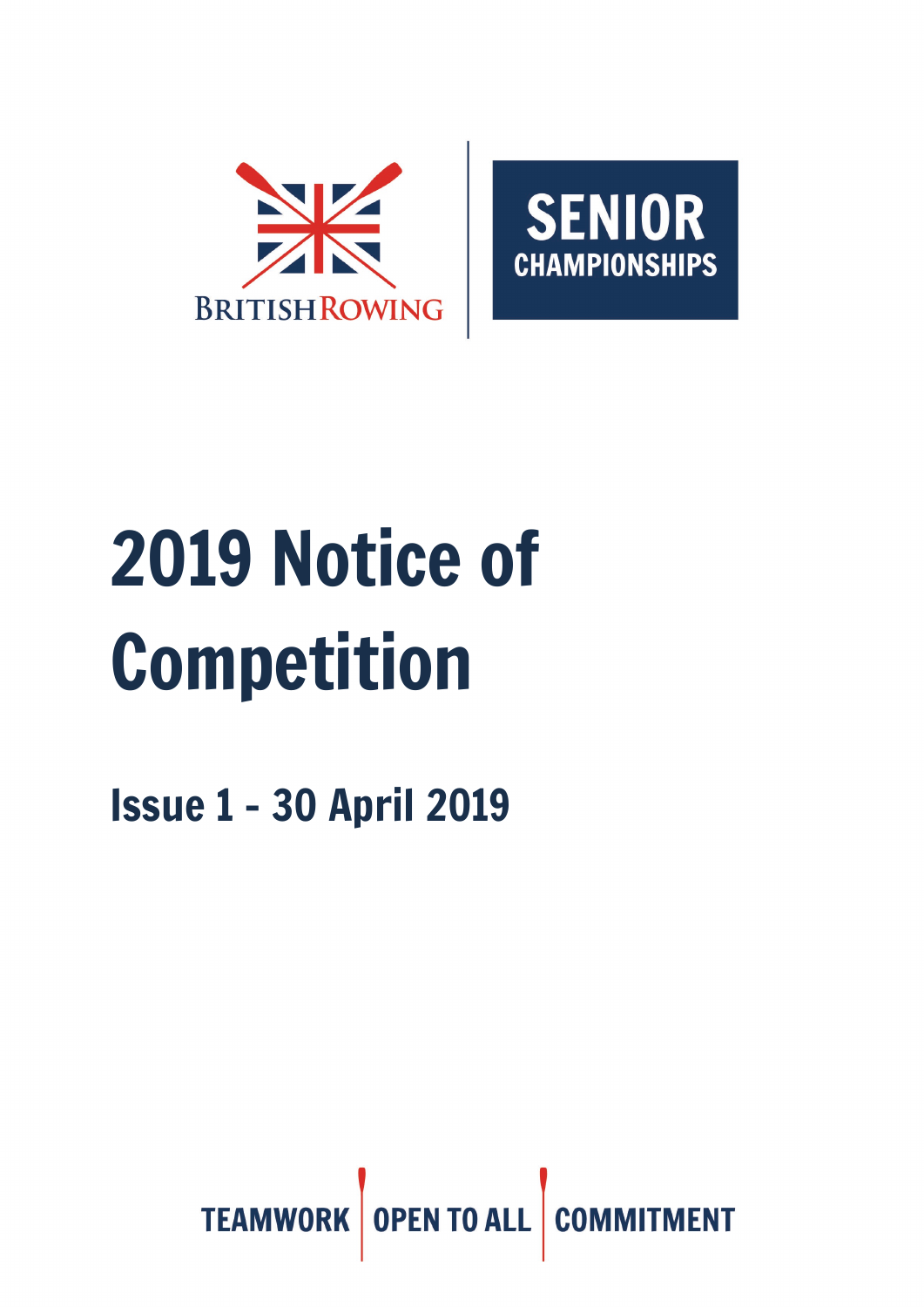BRITISH ROWING

SENIOR CHAMPIONSHIPS

# 2019 Notice of Competition

## Issue 1 - 30 April 2019

TEAMWORK | OPEN TO ALL | COMMITMENT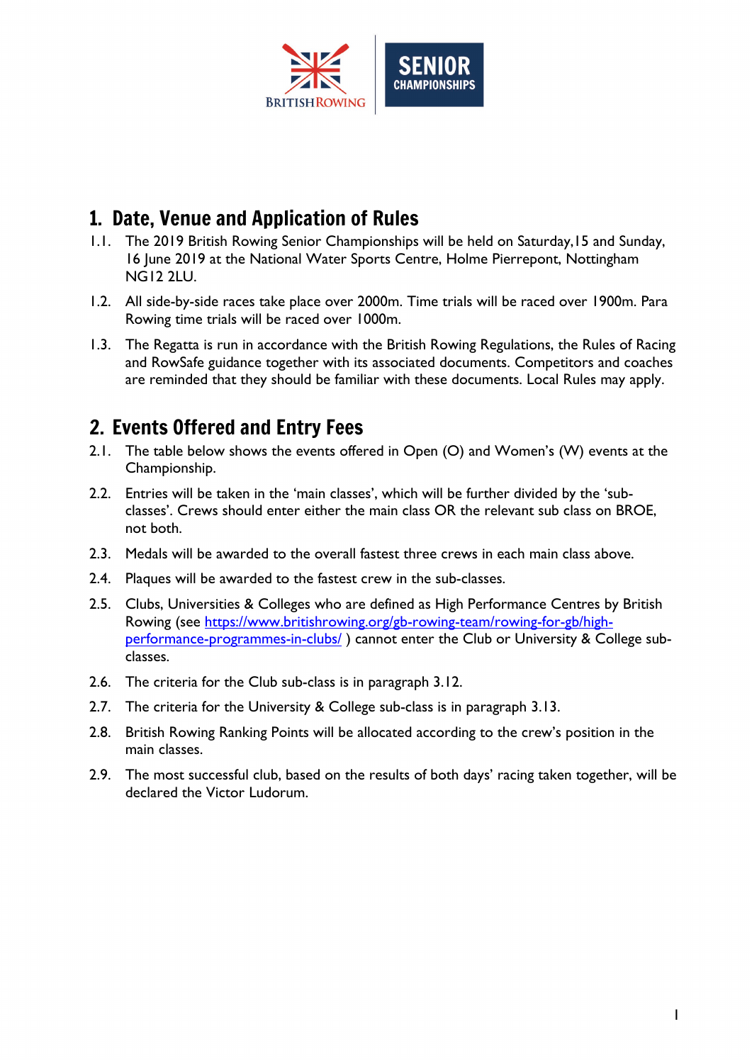## 1. Date, Venue and Application of Rules

1.1. The 2019 British Rowing Senior Championships will be held on Saturday,15 and Sunday, 16 June 2019 at the National Water Sports Centre, Holme Pierrepont, Nottingham NG12 2LU.

1.2. All side-by-side races take place over 2000m. Time trials will be raced over 1900m. Para Rowing time trials will be raced over 1000m.

1.3. The Regatta is run in accordance with the British Rowing Regulations, the Rules of Racing and RowSafe guidance together with its associated documents. Competitors and coaches are reminded that they should be familiar with these documents. Local Rules may apply.

## 2. Events Offered and Entry Fees

2.1. The table below shows the events offered in Open (O) and Women's (W) events at the Championship.

2.2. Entries will be taken in the 'main classes', which will be further divided by the 'sub-classes'. Crews should enter either the main class OR the relevant sub class on BROE, not both.

2.3. Medals will be awarded to the overall fastest three crews in each main class above.

2.4. Plaques will be awarded to the fastest crew in the sub-classes.

2.5. Clubs, Universities & Colleges who are defined as High Performance Centres by British Rowing (see https://www.britishrowing.org/gb-rowing-team/rowing-for-gb/high-performance-programmes-in-clubs/ ) cannot enter the Club or University & College sub-classes.

2.6. The criteria for the Club sub-class is in paragraph 3.12.

2.7. The criteria for the University & College sub-class is in paragraph 3.13.

2.8. British Rowing Ranking Points will be allocated according to the crew's position in the main classes.

2.9. The most successful club, based on the results of both days' racing taken together, will be declared the Victor Ludorum.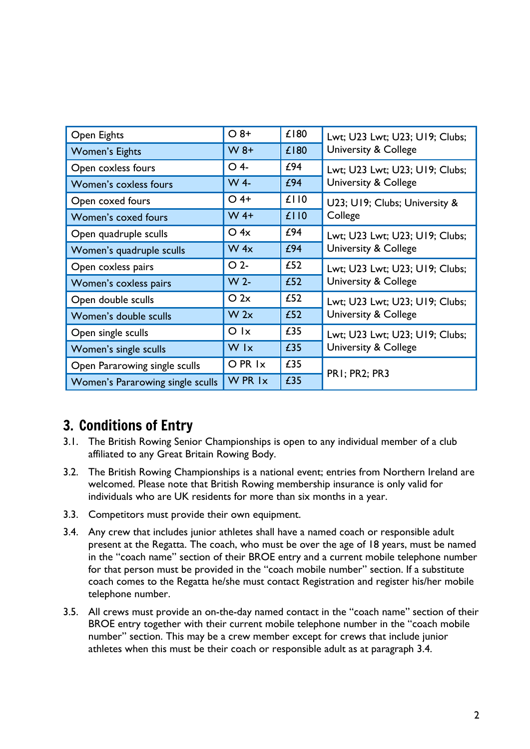| Event | Code | Fee | Categories |
|---|---|---|---|
| Open Eights | O 8+ | £180 | Lwt; U23 Lwt; U23; U19; Clubs; University & College |
| Women's Eights | W 8+ | £180 | |
| Open coxless fours | O 4- | £94 | Lwt; U23 Lwt; U23; U19; Clubs; University & College |
| Women's coxless fours | W 4- | £94 | |
| Open coxed fours | O 4+ | £110 | U23; U19; Clubs; University & College |
| Women's coxed fours | W 4+ | £110 | |
| Open quadruple sculls | O 4x | £94 | Lwt; U23 Lwt; U23; U19; Clubs; University & College |
| Women's quadruple sculls | W 4x | £94 | |
| Open coxless pairs | O 2- | £52 | Lwt; U23 Lwt; U23; U19; Clubs; University & College |
| Women's coxless pairs | W 2- | £52 | |
| Open double sculls | O 2x | £52 | Lwt; U23 Lwt; U23; U19; Clubs; University & College |
| Women's double sculls | W 2x | £52 | |
| Open single sculls | O 1x | £35 | Lwt; U23 Lwt; U23; U19; Clubs; University & College |
| Women's single sculls | W 1x | £35 | |
| Open Pararowing single sculls | O PR 1x | £35 | PR1; PR2; PR3 |
| Women's Pararowing single sculls | W PR 1x | £35 | |

## 3. Conditions of Entry

3.1. The British Rowing Senior Championships is open to any individual member of a club affiliated to any Great Britain Rowing Body.

3.2. The British Rowing Championships is a national event; entries from Northern Ireland are welcomed. Please note that British Rowing membership insurance is only valid for individuals who are UK residents for more than six months in a year.

3.3. Competitors must provide their own equipment.

3.4. Any crew that includes junior athletes shall have a named coach or responsible adult present at the Regatta. The coach, who must be over the age of 18 years, must be named in the "coach name" section of their BROE entry and a current mobile telephone number for that person must be provided in the "coach mobile number" section. If a substitute coach comes to the Regatta he/she must contact Registration and register his/her mobile telephone number.

3.5. All crews must provide an on-the-day named contact in the "coach name" section of their BROE entry together with their current mobile telephone number in the "coach mobile number" section. This may be a crew member except for crews that include junior athletes when this must be their coach or responsible adult as at paragraph 3.4.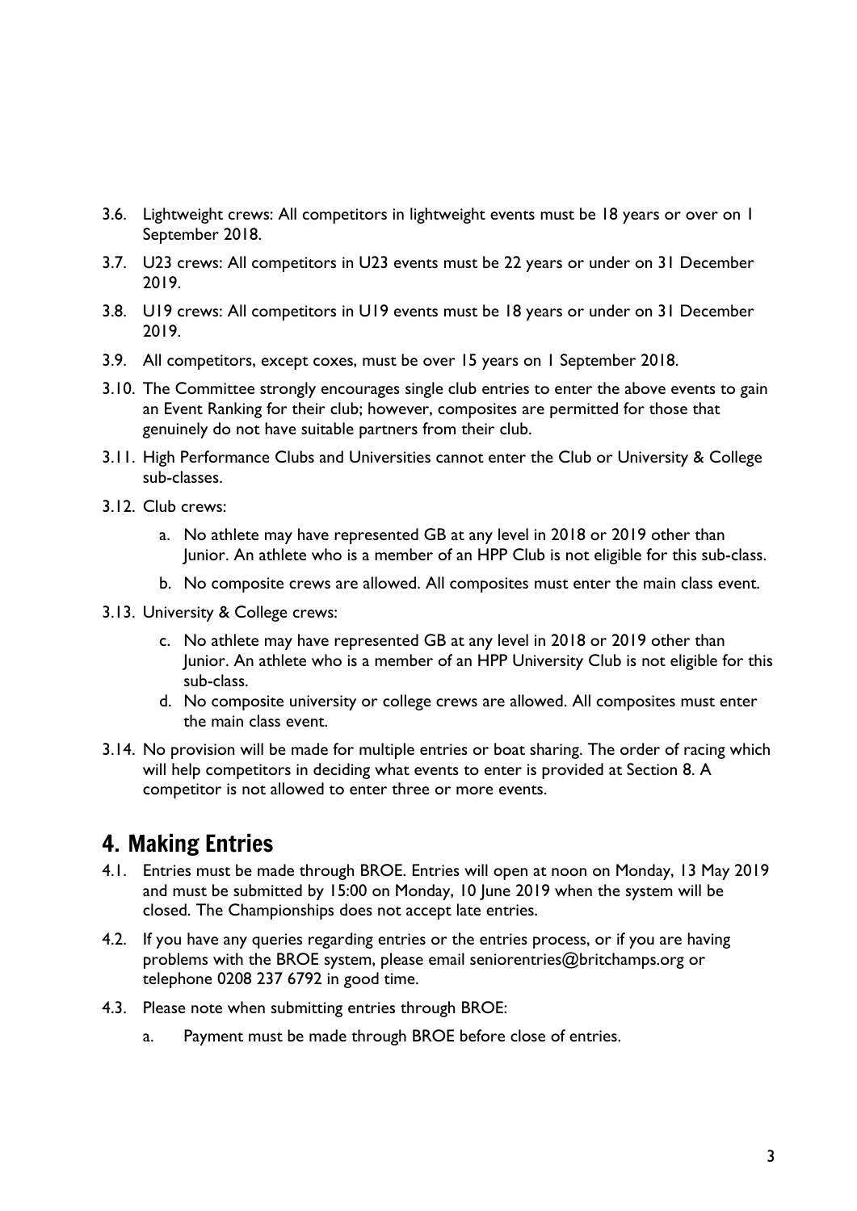3.6. Lightweight crews: All competitors in lightweight events must be 18 years or over on 1 September 2018.

3.7. U23 crews: All competitors in U23 events must be 22 years or under on 31 December 2019.

3.8. U19 crews: All competitors in U19 events must be 18 years or under on 31 December 2019.

3.9. All competitors, except coxes, must be over 15 years on 1 September 2018.

3.10. The Committee strongly encourages single club entries to enter the above events to gain an Event Ranking for their club; however, composites are permitted for those that genuinely do not have suitable partners from their club.

3.11. High Performance Clubs and Universities cannot enter the Club or University & College sub-classes.

3.12. Club crews:

   a. No athlete may have represented GB at any level in 2018 or 2019 other than Junior. An athlete who is a member of an HPP Club is not eligible for this sub-class.

   b. No composite crews are allowed. All composites must enter the main class event.

3.13. University & College crews:

   c. No athlete may have represented GB at any level in 2018 or 2019 other than Junior. An athlete who is a member of an HPP University Club is not eligible for this sub-class.

   d. No composite university or college crews are allowed. All composites must enter the main class event.

3.14. No provision will be made for multiple entries or boat sharing. The order of racing which will help competitors in deciding what events to enter is provided at Section 8. A competitor is not allowed to enter three or more events.

## 4. Making Entries

4.1. Entries must be made through BROE. Entries will open at noon on Monday, 13 May 2019 and must be submitted by 15:00 on Monday, 10 June 2019 when the system will be closed. The Championships does not accept late entries.

4.2. If you have any queries regarding entries or the entries process, or if you are having problems with the BROE system, please email seniorentries@britchamps.org or telephone 0208 237 6792 in good time.

4.3. Please note when submitting entries through BROE:

   a. Payment must be made through BROE before close of entries.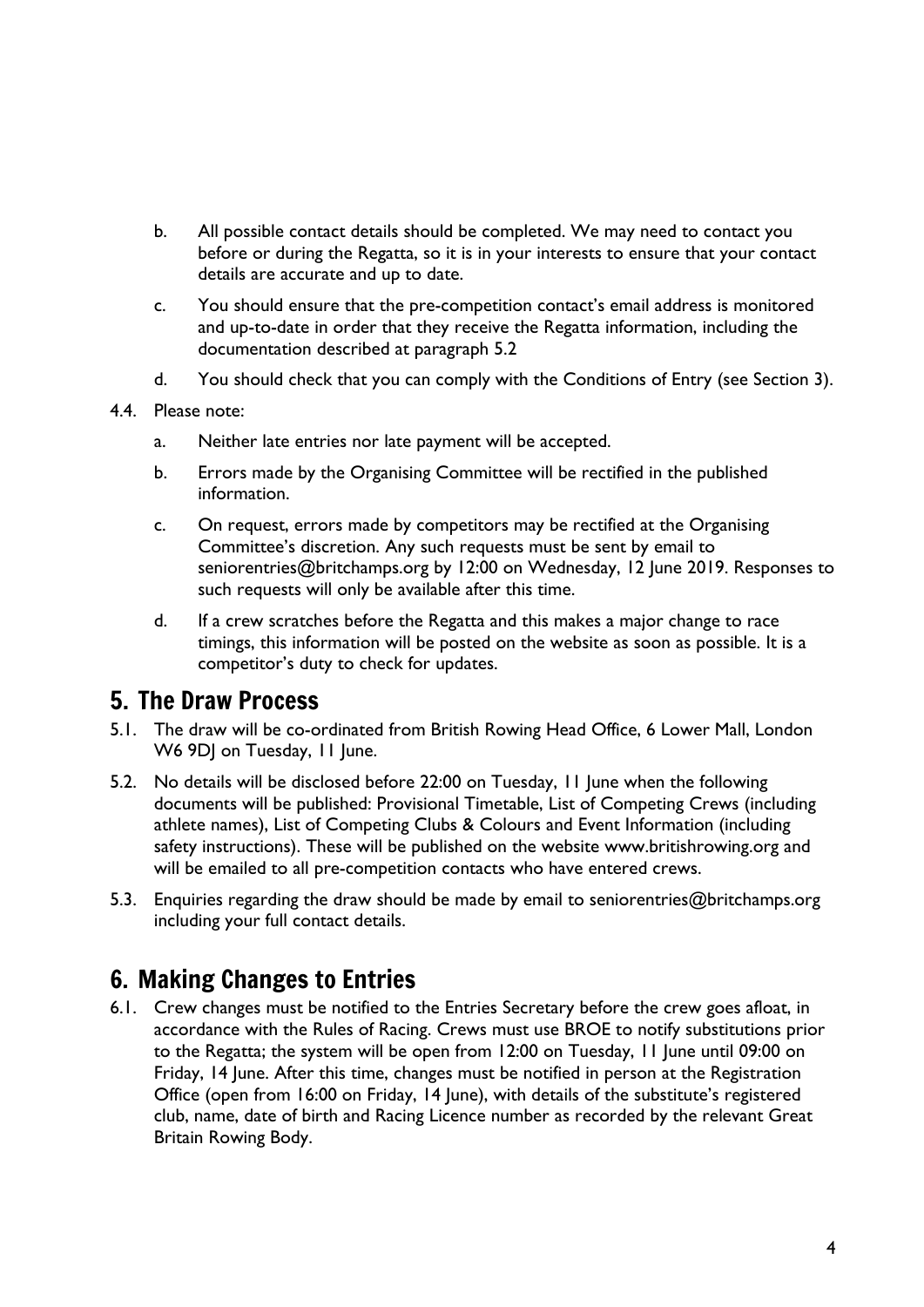b. All possible contact details should be completed. We may need to contact you before or during the Regatta, so it is in your interests to ensure that your contact details are accurate and up to date.

c. You should ensure that the pre-competition contact's email address is monitored and up-to-date in order that they receive the Regatta information, including the documentation described at paragraph 5.2

d. You should check that you can comply with the Conditions of Entry (see Section 3).

4.4. Please note:

a. Neither late entries nor late payment will be accepted.

b. Errors made by the Organising Committee will be rectified in the published information.

c. On request, errors made by competitors may be rectified at the Organising Committee's discretion. Any such requests must be sent by email to seniorentries@britchamps.org by 12:00 on Wednesday, 12 June 2019. Responses to such requests will only be available after this time.

d. If a crew scratches before the Regatta and this makes a major change to race timings, this information will be posted on the website as soon as possible. It is a competitor's duty to check for updates.

## 5. The Draw Process

5.1. The draw will be co-ordinated from British Rowing Head Office, 6 Lower Mall, London W6 9DJ on Tuesday, 11 June.

5.2. No details will be disclosed before 22:00 on Tuesday, 11 June when the following documents will be published: Provisional Timetable, List of Competing Crews (including athlete names), List of Competing Clubs & Colours and Event Information (including safety instructions). These will be published on the website www.britishrowing.org and will be emailed to all pre-competition contacts who have entered crews.

5.3. Enquiries regarding the draw should be made by email to seniorentries@britchamps.org including your full contact details.

## 6. Making Changes to Entries

6.1. Crew changes must be notified to the Entries Secretary before the crew goes afloat, in accordance with the Rules of Racing. Crews must use BROE to notify substitutions prior to the Regatta; the system will be open from 12:00 on Tuesday, 11 June until 09:00 on Friday, 14 June. After this time, changes must be notified in person at the Registration Office (open from 16:00 on Friday, 14 June), with details of the substitute's registered club, name, date of birth and Racing Licence number as recorded by the relevant Great Britain Rowing Body.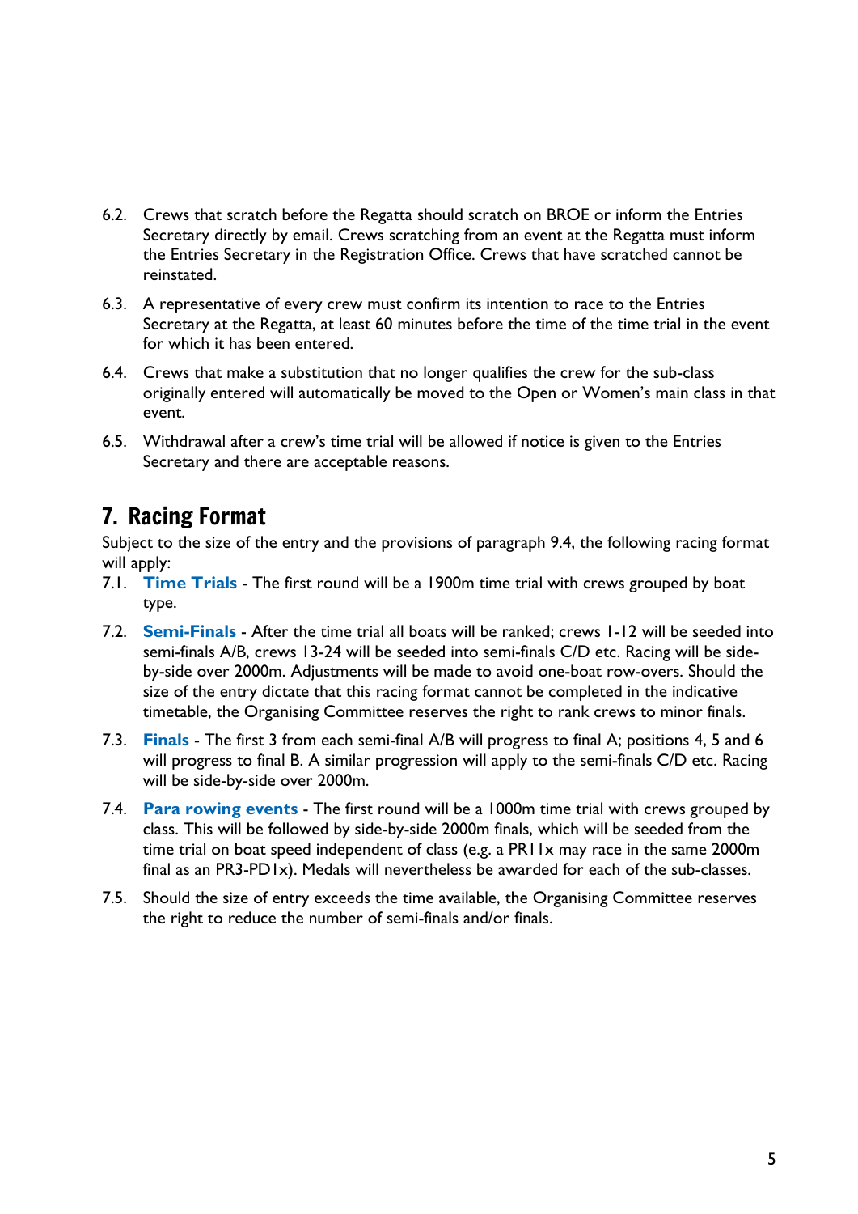6.2. Crews that scratch before the Regatta should scratch on BROE or inform the Entries Secretary directly by email. Crews scratching from an event at the Regatta must inform the Entries Secretary in the Registration Office. Crews that have scratched cannot be reinstated.

6.3. A representative of every crew must confirm its intention to race to the Entries Secretary at the Regatta, at least 60 minutes before the time of the time trial in the event for which it has been entered.

6.4. Crews that make a substitution that no longer qualifies the crew for the sub-class originally entered will automatically be moved to the Open or Women's main class in that event.

6.5. Withdrawal after a crew's time trial will be allowed if notice is given to the Entries Secretary and there are acceptable reasons.

## 7. Racing Format

Subject to the size of the entry and the provisions of paragraph 9.4, the following racing format will apply:

7.1. **Time Trials** - The first round will be a 1900m time trial with crews grouped by boat type.

7.2. **Semi-Finals** - After the time trial all boats will be ranked; crews 1-12 will be seeded into semi-finals A/B, crews 13-24 will be seeded into semi-finals C/D etc. Racing will be side-by-side over 2000m. Adjustments will be made to avoid one-boat row-overs. Should the size of the entry dictate that this racing format cannot be completed in the indicative timetable, the Organising Committee reserves the right to rank crews to minor finals.

7.3. **Finals** - The first 3 from each semi-final A/B will progress to final A; positions 4, 5 and 6 will progress to final B. A similar progression will apply to the semi-finals C/D etc. Racing will be side-by-side over 2000m.

7.4. **Para rowing events** - The first round will be a 1000m time trial with crews grouped by class. This will be followed by side-by-side 2000m finals, which will be seeded from the time trial on boat speed independent of class (e.g. a PR11x may race in the same 2000m final as an PR3-PD1x). Medals will nevertheless be awarded for each of the sub-classes.

7.5. Should the size of entry exceeds the time available, the Organising Committee reserves the right to reduce the number of semi-finals and/or finals.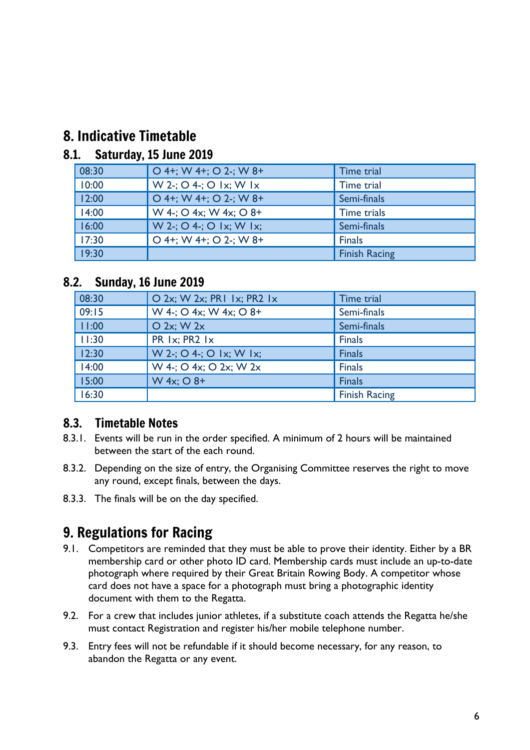# 8. Indicative Timetable

## 8.1. Saturday, 15 June 2019

| | | |
|---|---|---|
| 08:30 | O 4+; W 4+; O 2-; W 8+ | Time trial |
| 10:00 | W 2-; O 4-; O 1x; W 1x | Time trial |
| 12:00 | O 4+; W 4+; O 2-; W 8+ | Semi-finals |
| 14:00 | W 4-; O 4x; W 4x; O 8+ | Time trials |
| 16:00 | W 2-; O 4-; O 1x; W 1x; | Semi-finals |
| 17:30 | O 4+; W 4+; O 2-; W 8+ | Finals |
| 19:30 | | Finish Racing |

## 8.2. Sunday, 16 June 2019

| | | |
|---|---|---|
| 08:30 | O 2x; W 2x; PR1 1x; PR2 1x | Time trial |
| 09:15 | W 4-; O 4x; W 4x; O 8+ | Semi-finals |
| 11:00 | O 2x; W 2x | Semi-finals |
| 11:30 | PR 1x; PR2 1x | Finals |
| 12:30 | W 2-; O 4-; O 1x; W 1x; | Finals |
| 14:00 | W 4-; O 4x; O 2x; W 2x | Finals |
| 15:00 | W 4x; O 8+ | Finals |
| 16:30 | | Finish Racing |

## 8.3. Timetable Notes

8.3.1. Events will be run in the order specified. A minimum of 2 hours will be maintained between the start of the each round.

8.3.2. Depending on the size of entry, the Organising Committee reserves the right to move any round, except finals, between the days.

8.3.3. The finals will be on the day specified.

# 9. Regulations for Racing

9.1. Competitors are reminded that they must be able to prove their identity. Either by a BR membership card or other photo ID card. Membership cards must include an up-to-date photograph where required by their Great Britain Rowing Body. A competitor whose card does not have a space for a photograph must bring a photographic identity document with them to the Regatta.

9.2. For a crew that includes junior athletes, if a substitute coach attends the Regatta he/she must contact Registration and register his/her mobile telephone number.

9.3. Entry fees will not be refundable if it should become necessary, for any reason, to abandon the Regatta or any event.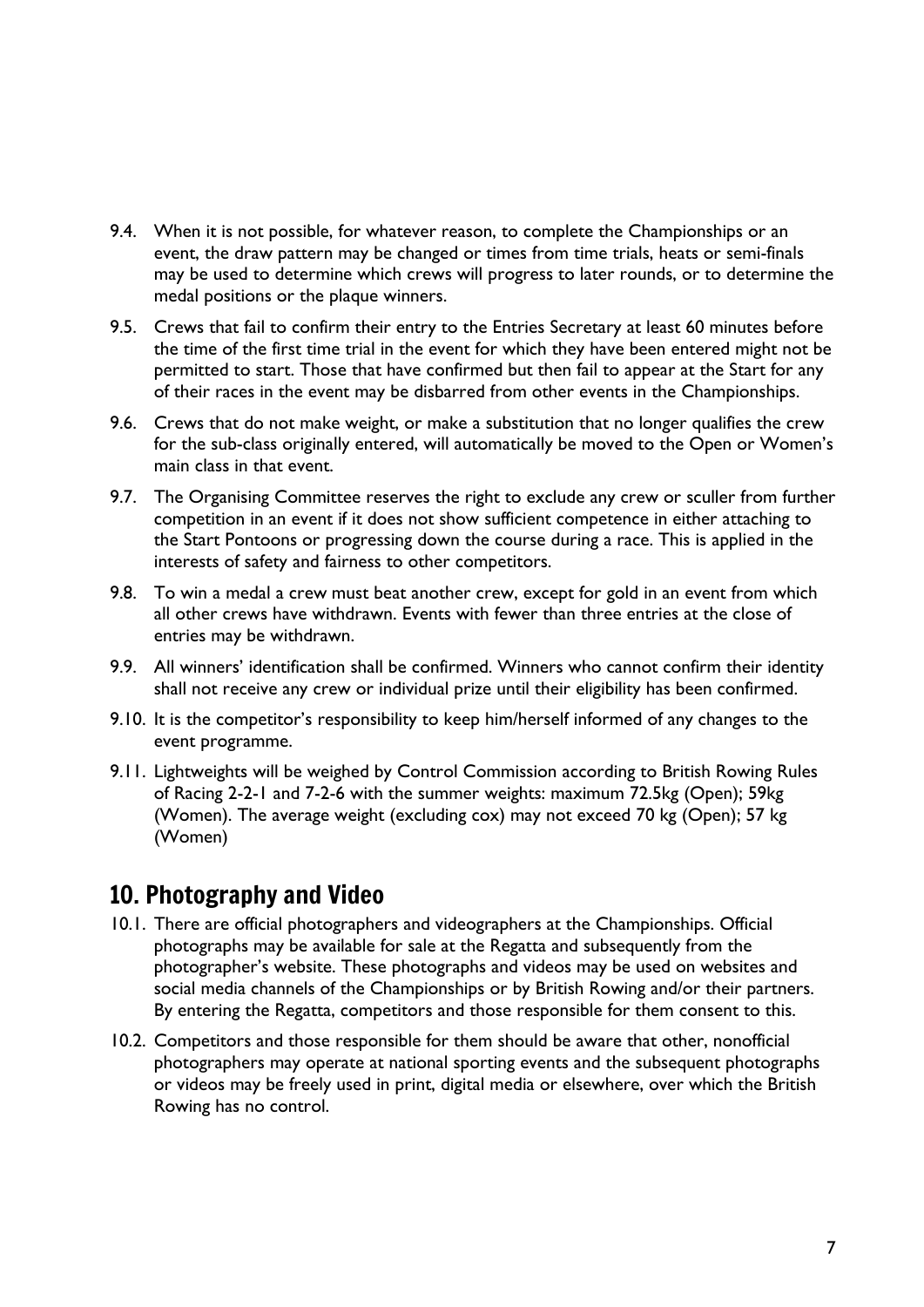9.4. When it is not possible, for whatever reason, to complete the Championships or an event, the draw pattern may be changed or times from time trials, heats or semi-finals may be used to determine which crews will progress to later rounds, or to determine the medal positions or the plaque winners.

9.5. Crews that fail to confirm their entry to the Entries Secretary at least 60 minutes before the time of the first time trial in the event for which they have been entered might not be permitted to start. Those that have confirmed but then fail to appear at the Start for any of their races in the event may be disbarred from other events in the Championships.

9.6. Crews that do not make weight, or make a substitution that no longer qualifies the crew for the sub-class originally entered, will automatically be moved to the Open or Women's main class in that event.

9.7. The Organising Committee reserves the right to exclude any crew or sculler from further competition in an event if it does not show sufficient competence in either attaching to the Start Pontoons or progressing down the course during a race. This is applied in the interests of safety and fairness to other competitors.

9.8. To win a medal a crew must beat another crew, except for gold in an event from which all other crews have withdrawn. Events with fewer than three entries at the close of entries may be withdrawn.

9.9. All winners' identification shall be confirmed. Winners who cannot confirm their identity shall not receive any crew or individual prize until their eligibility has been confirmed.

9.10. It is the competitor's responsibility to keep him/herself informed of any changes to the event programme.

9.11. Lightweights will be weighed by Control Commission according to British Rowing Rules of Racing 2-2-1 and 7-2-6 with the summer weights: maximum 72.5kg (Open); 59kg (Women). The average weight (excluding cox) may not exceed 70 kg (Open); 57 kg (Women)

## 10. Photography and Video

10.1. There are official photographers and videographers at the Championships. Official photographs may be available for sale at the Regatta and subsequently from the photographer's website. These photographs and videos may be used on websites and social media channels of the Championships or by British Rowing and/or their partners. By entering the Regatta, competitors and those responsible for them consent to this.

10.2. Competitors and those responsible for them should be aware that other, nonofficial photographers may operate at national sporting events and the subsequent photographs or videos may be freely used in print, digital media or elsewhere, over which the British Rowing has no control.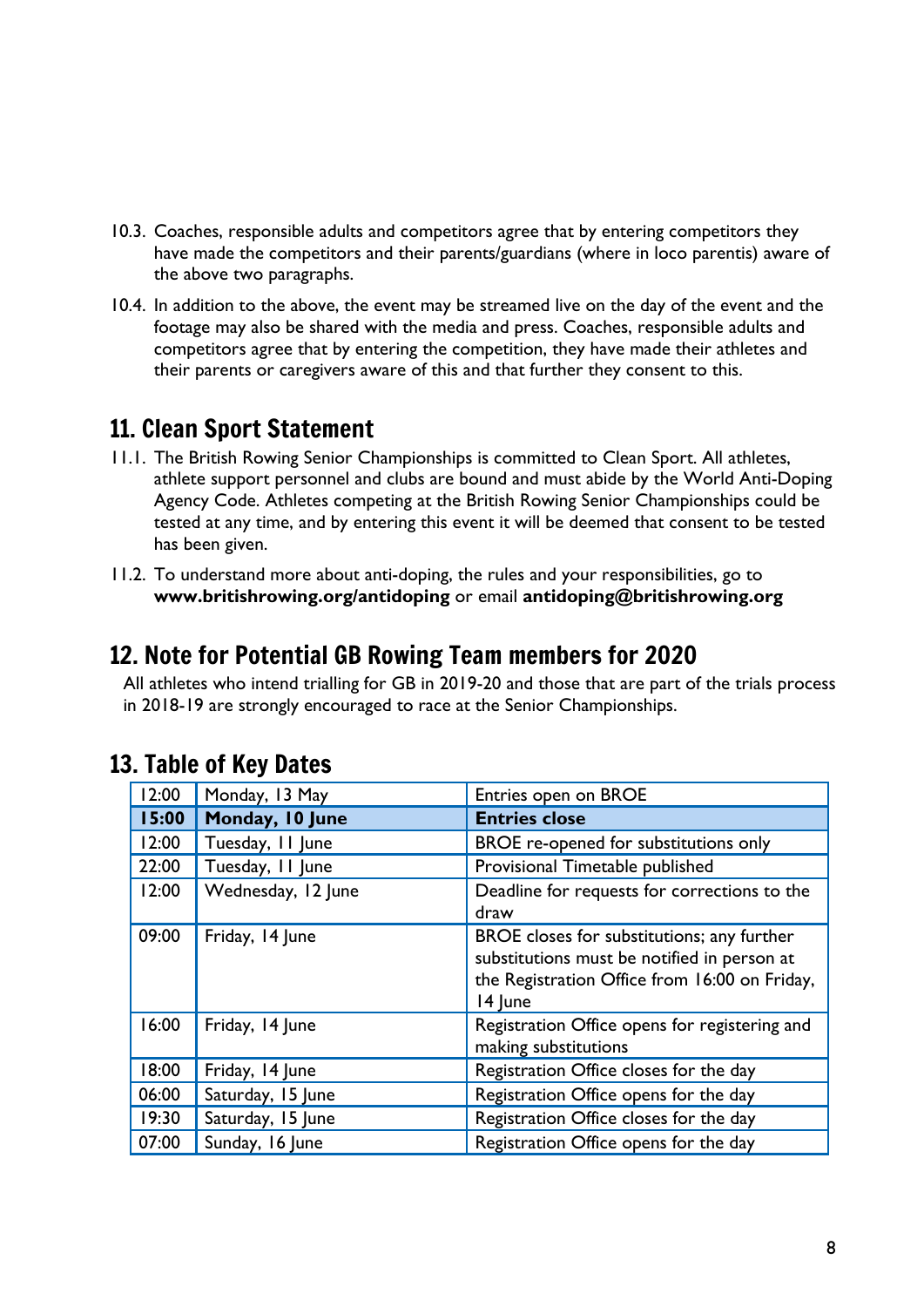10.3. Coaches, responsible adults and competitors agree that by entering competitors they have made the competitors and their parents/guardians (where in loco parentis) aware of the above two paragraphs.

10.4. In addition to the above, the event may be streamed live on the day of the event and the footage may also be shared with the media and press. Coaches, responsible adults and competitors agree that by entering the competition, they have made their athletes and their parents or caregivers aware of this and that further they consent to this.

## 11. Clean Sport Statement

11.1. The British Rowing Senior Championships is committed to Clean Sport. All athletes, athlete support personnel and clubs are bound and must abide by the World Anti-Doping Agency Code. Athletes competing at the British Rowing Senior Championships could be tested at any time, and by entering this event it will be deemed that consent to be tested has been given.

11.2. To understand more about anti-doping, the rules and your responsibilities, go to **www.britishrowing.org/antidoping** or email **antidoping@britishrowing.org**

## 12. Note for Potential GB Rowing Team members for 2020

All athletes who intend trialling for GB in 2019-20 and those that are part of the trials process in 2018-19 are strongly encouraged to race at the Senior Championships.

## 13. Table of Key Dates

| | | |
|---|---|---|
| 12:00 | Monday, 13 May | Entries open on BROE |
| **15:00** | **Monday, 10 June** | **Entries close** |
| 12:00 | Tuesday, 11 June | BROE re-opened for substitutions only |
| 22:00 | Tuesday, 11 June | Provisional Timetable published |
| 12:00 | Wednesday, 12 June | Deadline for requests for corrections to the draw |
| 09:00 | Friday, 14 June | BROE closes for substitutions; any further substitutions must be notified in person at the Registration Office from 16:00 on Friday, 14 June |
| 16:00 | Friday, 14 June | Registration Office opens for registering and making substitutions |
| 18:00 | Friday, 14 June | Registration Office closes for the day |
| 06:00 | Saturday, 15 June | Registration Office opens for the day |
| 19:30 | Saturday, 15 June | Registration Office closes for the day |
| 07:00 | Sunday, 16 June | Registration Office opens for the day |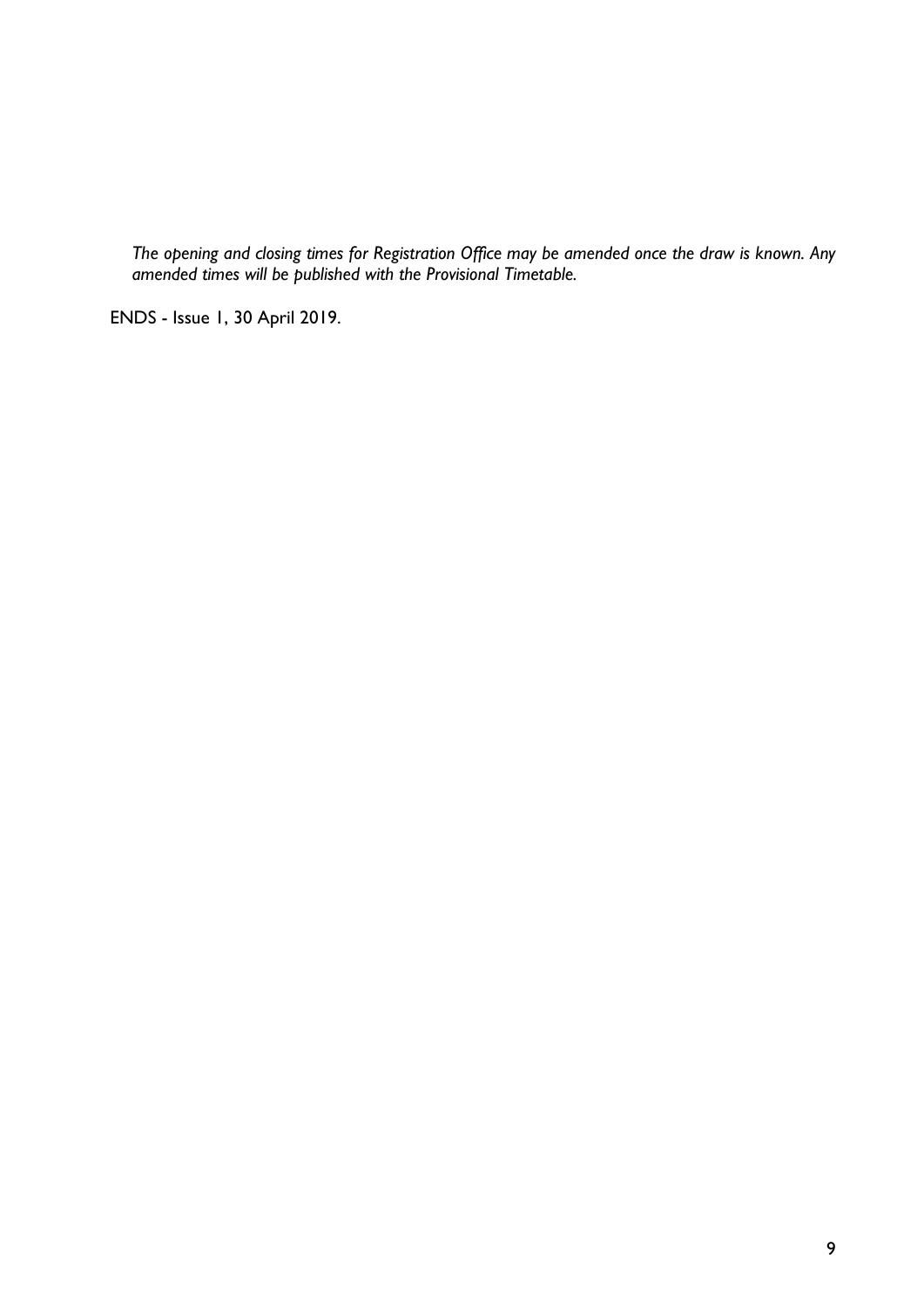*The opening and closing times for Registration Office may be amended once the draw is known. Any amended times will be published with the Provisional Timetable.*

ENDS - Issue 1, 30 April 2019.